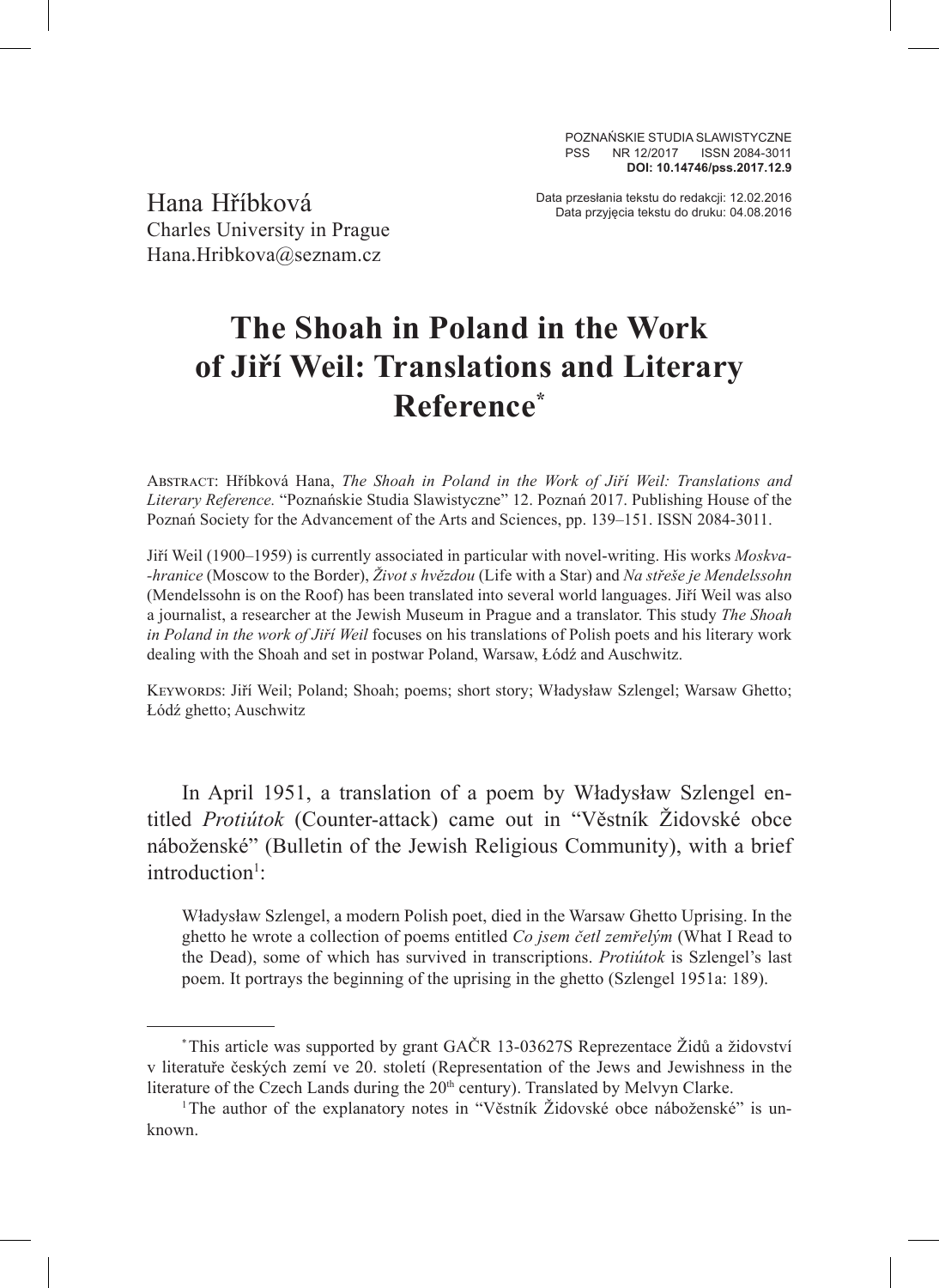Hana Hříbková
Charles University in Prague
Hana.Hribkova@seznam.cz

Data przesłania tekstu do redakcji: 12.02.2016
Data przyjęcia tekstu do druku: 04.08.2016

# The Shoah in Poland in the Work of Jiří Weil: Translations and Literary Reference*

Abstract: Hříbková Hana, *The Shoah in Poland in the Work of Jiří Weil: Translations and Literary Reference.* "Poznańskie Studia Slawistyczne" 12. Poznań 2017. Publishing House of the Poznań Society for the Advancement of the Arts and Sciences, pp. 139–151. ISSN 2084-3011.

Jiří Weil (1900–1959) is currently associated in particular with novel-writing. His works *Moskva--hranice* (Moscow to the Border), *Život s hvězdou* (Life with a Star) and *Na střeše je Mendelssohn* (Mendelssohn is on the Roof) has been translated into several world languages. Jiří Weil was also a journalist, a researcher at the Jewish Museum in Prague and a translator. This study *The Shoah in Poland in the work of Jiří Weil* focuses on his translations of Polish poets and his literary work dealing with the Shoah and set in postwar Poland, Warsaw, Łódź and Auschwitz.

Keywords: Jiří Weil; Poland; Shoah; poems; short story; Władysław Szlengel; Warsaw Ghetto; Łódź ghetto; Auschwitz

In April 1951, a translation of a poem by Władysław Szlengel entitled *Protiútok* (Counter-attack) came out in "Věstník Židovské obce náboženské" (Bulletin of the Jewish Religious Community), with a brief introduction[1]:

> Władysław Szlengel, a modern Polish poet, died in the Warsaw Ghetto Uprising. In the ghetto he wrote a collection of poems entitled *Co jsem četl zemřelým* (What I Read to the Dead), some of which has survived in transcriptions. *Protiútok* is Szlengel's last poem. It portrays the beginning of the uprising in the ghetto (Szlengel 1951a: 189).

---

* This article was supported by grant GAČR 13-03627S Reprezentace Židů a židovství v literatuře českých zemí ve 20. století (Representation of the Jews and Jewishness in the literature of the Czech Lands during the 20th century). Translated by Melvyn Clarke.

[1] The author of the explanatory notes in "Věstník Židovské obce náboženské" is unknown.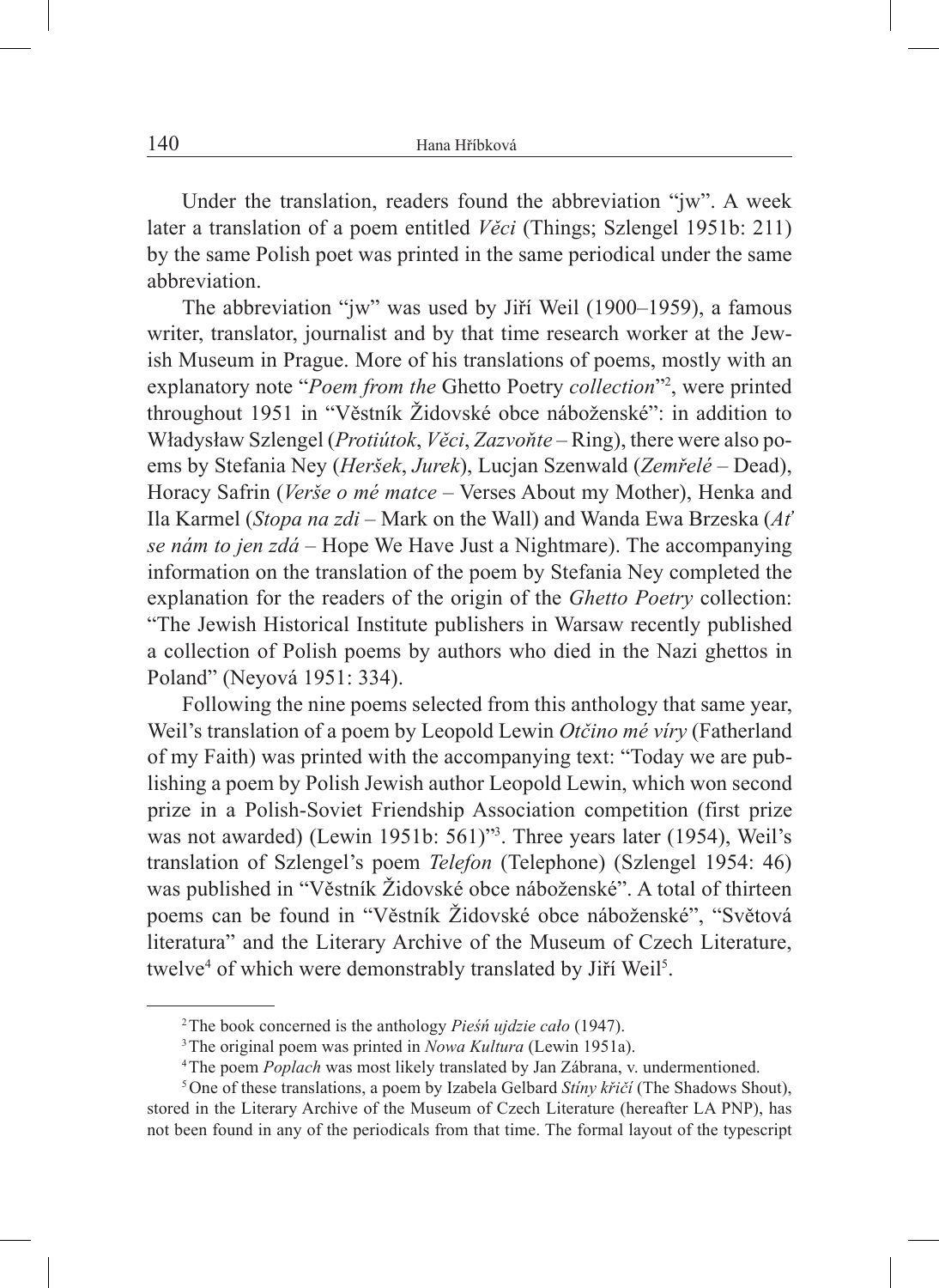Under the translation, readers found the abbreviation "jw". A week later a translation of a poem entitled *Věci* (Things; Szlengel 1951b: 211) by the same Polish poet was printed in the same periodical under the same abbreviation.

The abbreviation "jw" was used by Jiří Weil (1900–1959), a famous writer, translator, journalist and by that time research worker at the Jewish Museum in Prague. More of his translations of poems, mostly with an explanatory note "*Poem from the* Ghetto Poetry *collection*"[2], were printed throughout 1951 in "Věstník Židovské obce náboženské": in addition to Władysław Szlengel (*Protiútok*, *Věci*, *Zazvoňte* – Ring), there were also poems by Stefania Ney (*Heršek*, *Jurek*), Lucjan Szenwald (*Zemřelé* – Dead), Horacy Safrin (*Verše o mé matce* – Verses About my Mother), Henka and Ila Karmel (*Stopa na zdi* – Mark on the Wall) and Wanda Ewa Brzeska (*Ať se nám to jen zdá* – Hope We Have Just a Nightmare). The accompanying information on the translation of the poem by Stefania Ney completed the explanation for the readers of the origin of the *Ghetto Poetry* collection: "The Jewish Historical Institute publishers in Warsaw recently published a collection of Polish poems by authors who died in the Nazi ghettos in Poland" (Neyová 1951: 334).

Following the nine poems selected from this anthology that same year, Weil's translation of a poem by Leopold Lewin *Otčino mé víry* (Fatherland of my Faith) was printed with the accompanying text: "Today we are publishing a poem by Polish Jewish author Leopold Lewin, which won second prize in a Polish-Soviet Friendship Association competition (first prize was not awarded) (Lewin 1951b: 561)"[3]. Three years later (1954), Weil's translation of Szlengel's poem *Telefon* (Telephone) (Szlengel 1954: 46) was published in "Věstník Židovské obce náboženské". A total of thirteen poems can be found in "Věstník Židovské obce náboženské", "Světová literatura" and the Literary Archive of the Museum of Czech Literature, twelve[4] of which were demonstrably translated by Jiří Weil[5].

---

[2] The book concerned is the anthology *Pieśń ujdzie cało* (1947).

[3] The original poem was printed in *Nowa Kultura* (Lewin 1951a).

[4] The poem *Poplach* was most likely translated by Jan Zábrana, v. undermentioned.

[5] One of these translations, a poem by Izabela Gelbard *Stíny křičí* (The Shadows Shout), stored in the Literary Archive of the Museum of Czech Literature (hereafter LA PNP), has not been found in any of the periodicals from that time. The formal layout of the typescript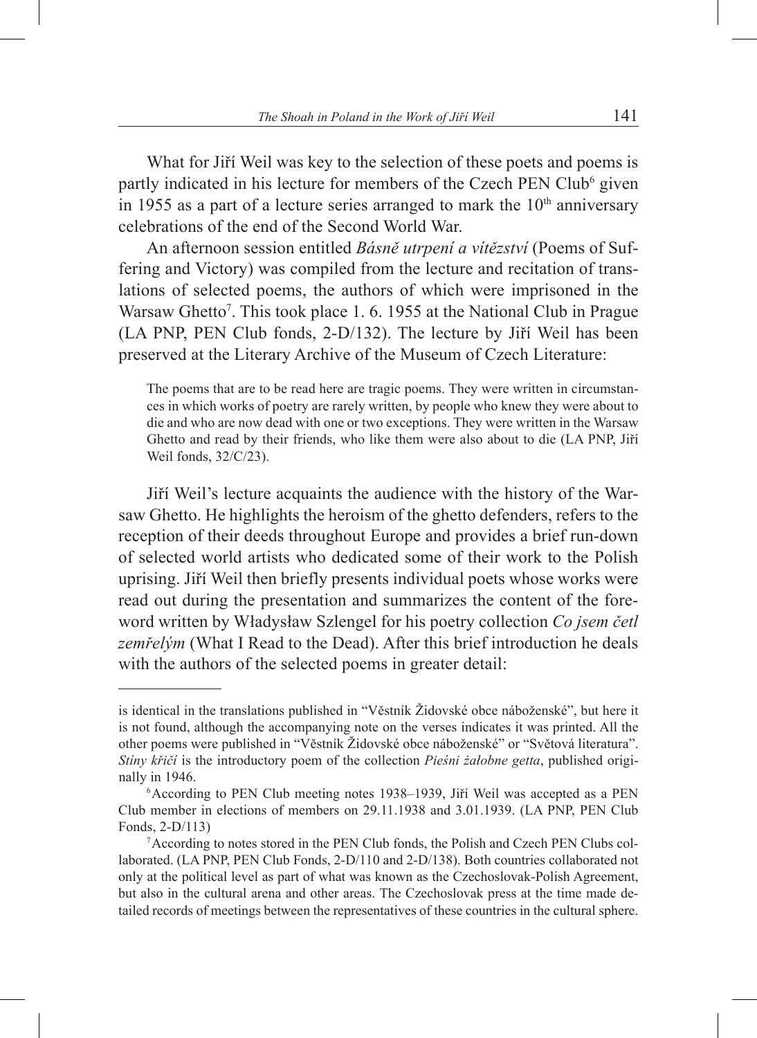What for Jiří Weil was key to the selection of these poets and poems is partly indicated in his lecture for members of the Czech PEN Club[6] given in 1955 as a part of a lecture series arranged to mark the 10th anniversary celebrations of the end of the Second World War.

An afternoon session entitled *Básně utrpení a vítězství* (Poems of Suffering and Victory) was compiled from the lecture and recitation of translations of selected poems, the authors of which were imprisoned in the Warsaw Ghetto[7]. This took place 1. 6. 1955 at the National Club in Prague (LA PNP, PEN Club fonds, 2-D/132). The lecture by Jiří Weil has been preserved at the Literary Archive of the Museum of Czech Literature:

> The poems that are to be read here are tragic poems. They were written in circumstances in which works of poetry are rarely written, by people who knew they were about to die and who are now dead with one or two exceptions. They were written in the Warsaw Ghetto and read by their friends, who like them were also about to die (LA PNP, Jiří Weil fonds, 32/C/23).

Jiří Weil's lecture acquaints the audience with the history of the Warsaw Ghetto. He highlights the heroism of the ghetto defenders, refers to the reception of their deeds throughout Europe and provides a brief run-down of selected world artists who dedicated some of their work to the Polish uprising. Jiří Weil then briefly presents individual poets whose works were read out during the presentation and summarizes the content of the foreword written by Władysław Szlengel for his poetry collection *Co jsem četl zemřelým* (What I Read to the Dead). After this brief introduction he deals with the authors of the selected poems in greater detail:

---

is identical in the translations published in "Věstník Židovské obce náboženské", but here it is not found, although the accompanying note on the verses indicates it was printed. All the other poems were published in "Věstník Židovské obce náboženské" or "Světová literatura". *Stíny křičí* is the introductory poem of the collection *Pieśni żałobne getta*, published originally in 1946.

[6] According to PEN Club meeting notes 1938–1939, Jiří Weil was accepted as a PEN Club member in elections of members on 29.11.1938 and 3.01.1939. (LA PNP, PEN Club Fonds, 2-D/113)

[7] According to notes stored in the PEN Club fonds, the Polish and Czech PEN Clubs collaborated. (LA PNP, PEN Club Fonds, 2-D/110 and 2-D/138). Both countries collaborated not only at the political level as part of what was known as the Czechoslovak-Polish Agreement, but also in the cultural arena and other areas. The Czechoslovak press at the time made detailed records of meetings between the representatives of these countries in the cultural sphere.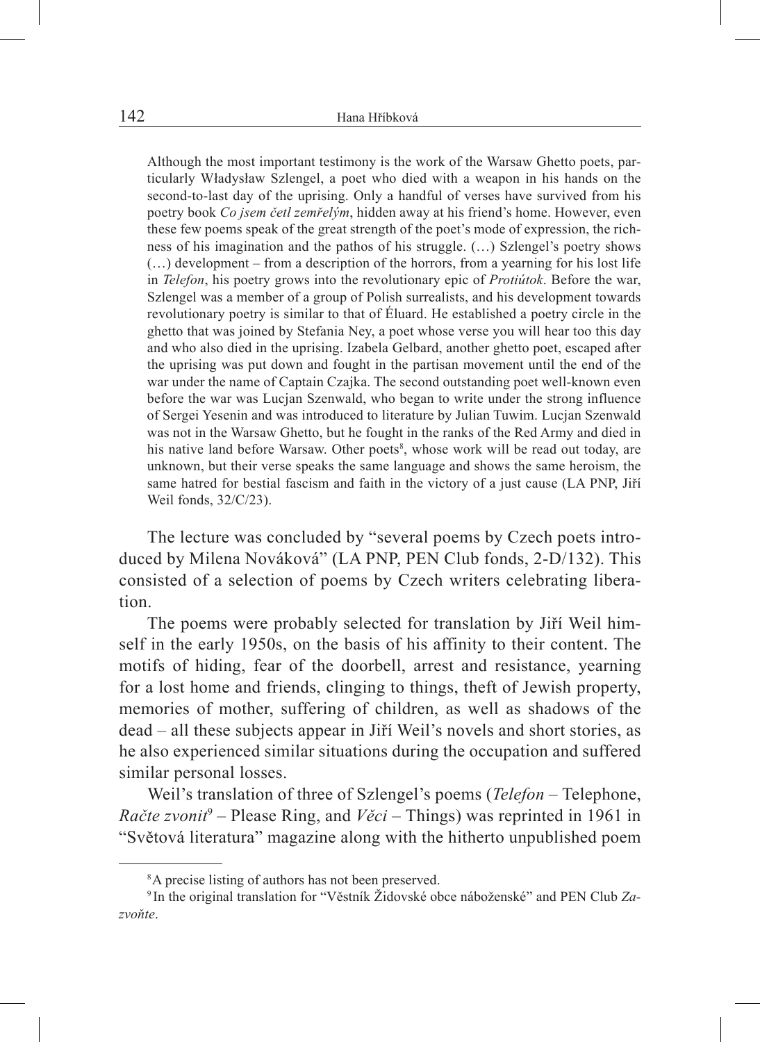> Although the most important testimony is the work of the Warsaw Ghetto poets, particularly Władysław Szlengel, a poet who died with a weapon in his hands on the second-to-last day of the uprising. Only a handful of verses have survived from his poetry book *Co jsem četl zemřelým*, hidden away at his friend's home. However, even these few poems speak of the great strength of the poet's mode of expression, the richness of his imagination and the pathos of his struggle. (…) Szlengel's poetry shows (…) development – from a description of the horrors, from a yearning for his lost life in *Telefon*, his poetry grows into the revolutionary epic of *Protiútok*. Before the war, Szlengel was a member of a group of Polish surrealists, and his development towards revolutionary poetry is similar to that of Éluard. He established a poetry circle in the ghetto that was joined by Stefania Ney, a poet whose verse you will hear too this day and who also died in the uprising. Izabela Gelbard, another ghetto poet, escaped after the uprising was put down and fought in the partisan movement until the end of the war under the name of Captain Czajka. The second outstanding poet well-known even before the war was Lucjan Szenwald, who began to write under the strong influence of Sergei Yesenin and was introduced to literature by Julian Tuwim. Lucjan Szenwald was not in the Warsaw Ghetto, but he fought in the ranks of the Red Army and died in his native land before Warsaw. Other poets[8], whose work will be read out today, are unknown, but their verse speaks the same language and shows the same heroism, the same hatred for bestial fascism and faith in the victory of a just cause (LA PNP, Jiří Weil fonds, 32/C/23).

The lecture was concluded by "several poems by Czech poets introduced by Milena Nováková" (LA PNP, PEN Club fonds, 2-D/132). This consisted of a selection of poems by Czech writers celebrating liberation.

The poems were probably selected for translation by Jiří Weil himself in the early 1950s, on the basis of his affinity to their content. The motifs of hiding, fear of the doorbell, arrest and resistance, yearning for a lost home and friends, clinging to things, theft of Jewish property, memories of mother, suffering of children, as well as shadows of the dead – all these subjects appear in Jiří Weil's novels and short stories, as he also experienced similar situations during the occupation and suffered similar personal losses.

Weil's translation of three of Szlengel's poems (*Telefon* – Telephone, *Račte zvonit*[9] – Please Ring, and *Věci* – Things) was reprinted in 1961 in "Světová literatura" magazine along with the hitherto unpublished poem

---

[8] A precise listing of authors has not been preserved.

[9] In the original translation for "Věstník Židovské obce náboženské" and PEN Club *Zazvoňte*.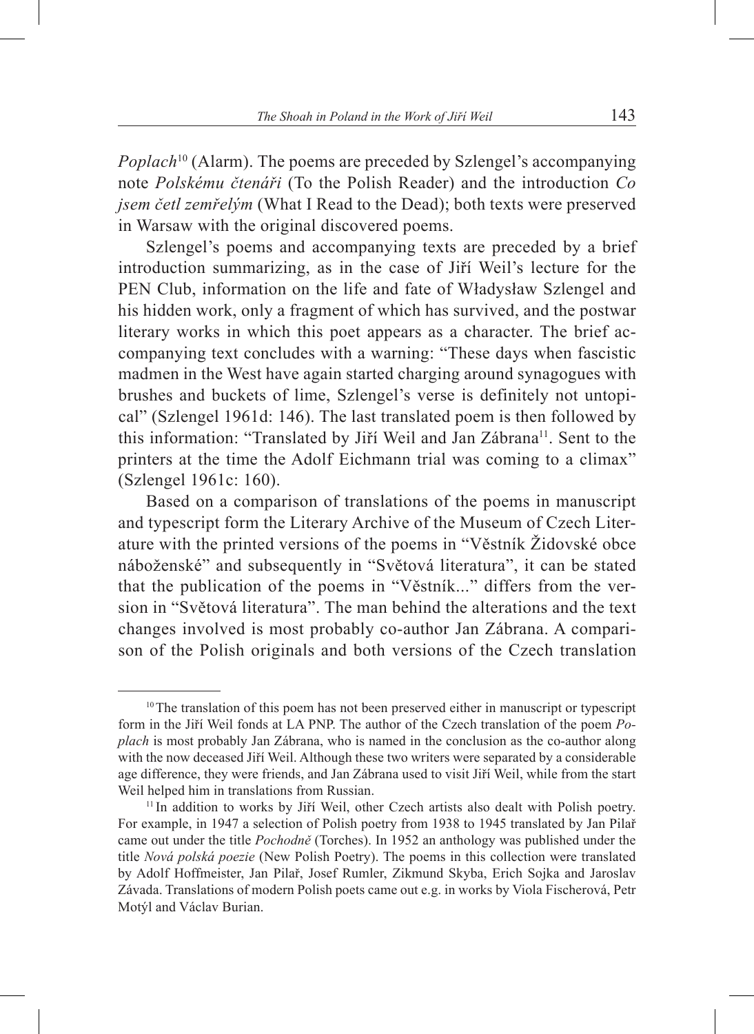*Poplach*[10] (Alarm). The poems are preceded by Szlengel's accompanying note *Polskému čtenáři* (To the Polish Reader) and the introduction *Co jsem četl zemřelým* (What I Read to the Dead); both texts were preserved in Warsaw with the original discovered poems.

Szlengel's poems and accompanying texts are preceded by a brief introduction summarizing, as in the case of Jiří Weil's lecture for the PEN Club, information on the life and fate of Władysław Szlengel and his hidden work, only a fragment of which has survived, and the postwar literary works in which this poet appears as a character. The brief accompanying text concludes with a warning: "These days when fascistic madmen in the West have again started charging around synagogues with brushes and buckets of lime, Szlengel's verse is definitely not untopical" (Szlengel 1961d: 146). The last translated poem is then followed by this information: "Translated by Jiří Weil and Jan Zábrana[11]. Sent to the printers at the time the Adolf Eichmann trial was coming to a climax" (Szlengel 1961c: 160).

Based on a comparison of translations of the poems in manuscript and typescript form the Literary Archive of the Museum of Czech Literature with the printed versions of the poems in "Věstník Židovské obce náboženské" and subsequently in "Světová literatura", it can be stated that the publication of the poems in "Věstník..." differs from the version in "Světová literatura". The man behind the alterations and the text changes involved is most probably co-author Jan Zábrana. A comparison of the Polish originals and both versions of the Czech translation

---

[10] The translation of this poem has not been preserved either in manuscript or typescript form in the Jiří Weil fonds at LA PNP. The author of the Czech translation of the poem *Poplach* is most probably Jan Zábrana, who is named in the conclusion as the co-author along with the now deceased Jiří Weil. Although these two writers were separated by a considerable age difference, they were friends, and Jan Zábrana used to visit Jiří Weil, while from the start Weil helped him in translations from Russian.

[11] In addition to works by Jiří Weil, other Czech artists also dealt with Polish poetry. For example, in 1947 a selection of Polish poetry from 1938 to 1945 translated by Jan Pilař came out under the title *Pochodně* (Torches). In 1952 an anthology was published under the title *Nová polská poezie* (New Polish Poetry). The poems in this collection were translated by Adolf Hoffmeister, Jan Pilař, Josef Rumler, Zikmund Skyba, Erich Sojka and Jaroslav Závada. Translations of modern Polish poets came out e.g. in works by Viola Fischerová, Petr Motýl and Václav Burian.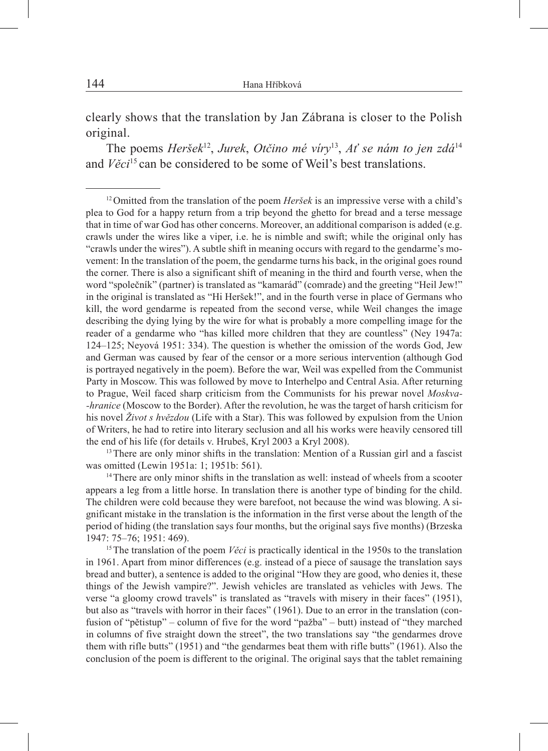clearly shows that the translation by Jan Zábrana is closer to the Polish original.

The poems *Heršek*[12], *Jurek*, *Otčino mé víry*[13], *Ať se nám to jen zdá*[14] and *Věci*[15] can be considered to be some of Weil's best translations.

---

[12] Omitted from the translation of the poem *Heršek* is an impressive verse with a child's plea to God for a happy return from a trip beyond the ghetto for bread and a terse message that in time of war God has other concerns. Moreover, an additional comparison is added (e.g. crawls under the wires like a viper, i.e. he is nimble and swift; while the original only has "crawls under the wires"). A subtle shift in meaning occurs with regard to the gendarme's movement: In the translation of the poem, the gendarme turns his back, in the original goes round the corner. There is also a significant shift of meaning in the third and fourth verse, when the word "společník" (partner) is translated as "kamarád" (comrade) and the greeting "Heil Jew!" in the original is translated as "Hi Heršek!", and in the fourth verse in place of Germans who kill, the word gendarme is repeated from the second verse, while Weil changes the image describing the dying lying by the wire for what is probably a more compelling image for the reader of a gendarme who "has killed more children that they are countless" (Ney 1947a: 124–125; Neyová 1951: 334). The question is whether the omission of the words God, Jew and German was caused by fear of the censor or a more serious intervention (although God is portrayed negatively in the poem). Before the war, Weil was expelled from the Communist Party in Moscow. This was followed by move to Interhelpo and Central Asia. After returning to Prague, Weil faced sharp criticism from the Communists for his prewar novel *Moskva--hranice* (Moscow to the Border). After the revolution, he was the target of harsh criticism for his novel *Život s hvězdou* (Life with a Star). This was followed by expulsion from the Union of Writers, he had to retire into literary seclusion and all his works were heavily censored till the end of his life (for details v. Hrubeš, Kryl 2003 a Kryl 2008).

[13] There are only minor shifts in the translation: Mention of a Russian girl and a fascist was omitted (Lewin 1951a: 1; 1951b: 561).

[14] There are only minor shifts in the translation as well: instead of wheels from a scooter appears a leg from a little horse. In translation there is another type of binding for the child. The children were cold because they were barefoot, not because the wind was blowing. A significant mistake in the translation is the information in the first verse about the length of the period of hiding (the translation says four months, but the original says five months) (Brzeska 1947: 75–76; 1951: 469).

[15] The translation of the poem *Věci* is practically identical in the 1950s to the translation in 1961. Apart from minor differences (e.g. instead of a piece of sausage the translation says bread and butter), a sentence is added to the original "How they are good, who denies it, these things of the Jewish vampire?". Jewish vehicles are translated as vehicles with Jews. The verse "a gloomy crowd travels" is translated as "travels with misery in their faces" (1951), but also as "travels with horror in their faces" (1961). Due to an error in the translation (confusion of "pětistup" – column of five for the word "pažba" – butt) instead of "they marched in columns of five straight down the street", the two translations say "the gendarmes drove them with rifle butts" (1951) and "the gendarmes beat them with rifle butts" (1961). Also the conclusion of the poem is different to the original. The original says that the tablet remaining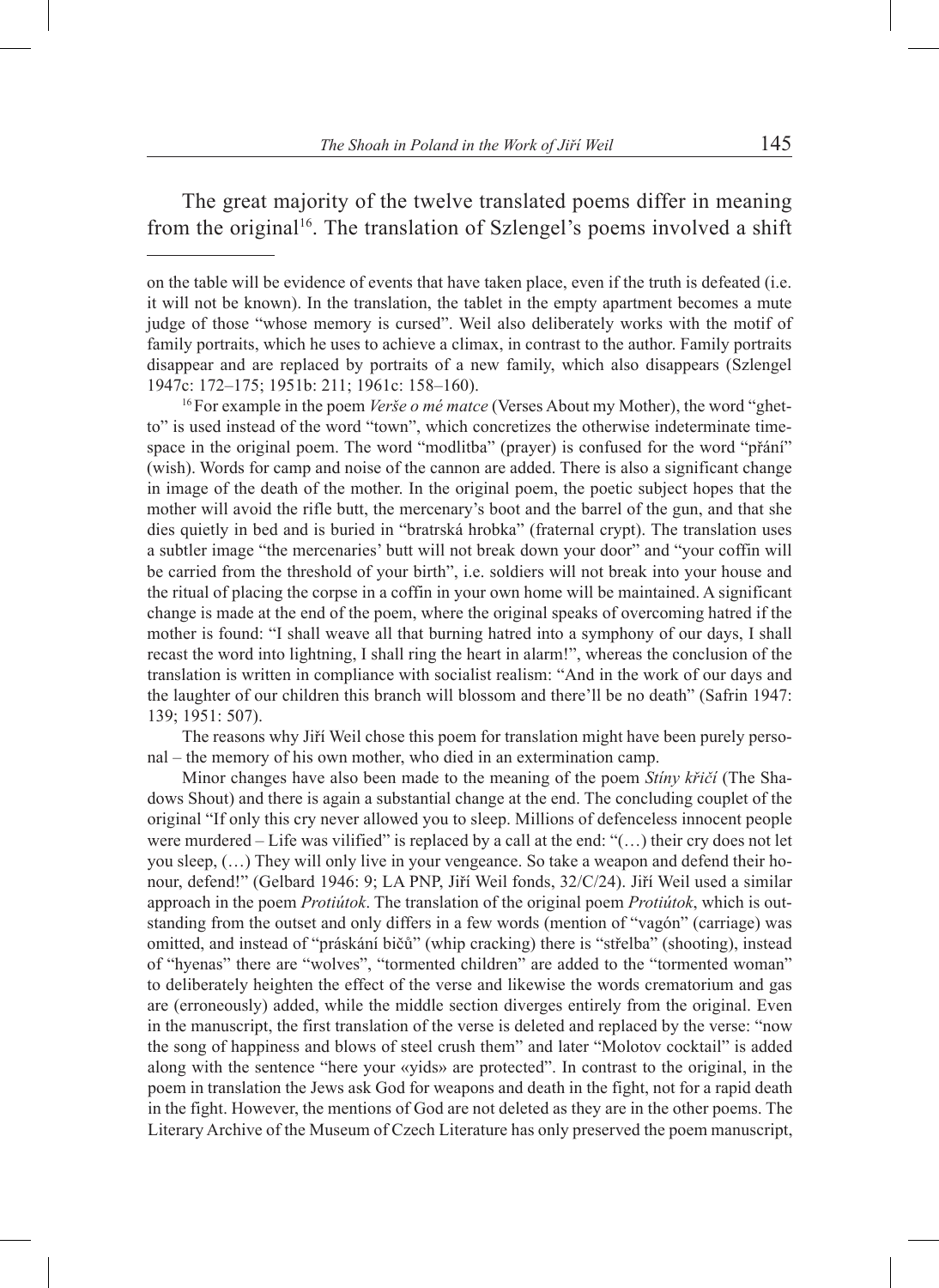The great majority of the twelve translated poems differ in meaning from the original[16]. The translation of Szlengel's poems involved a shift

---

on the table will be evidence of events that have taken place, even if the truth is defeated (i.e. it will not be known). In the translation, the tablet in the empty apartment becomes a mute judge of those "whose memory is cursed". Weil also deliberately works with the motif of family portraits, which he uses to achieve a climax, in contrast to the author. Family portraits disappear and are replaced by portraits of a new family, which also disappears (Szlengel 1947c: 172–175; 1951b: 211; 1961c: 158–160).

[16] For example in the poem *Verše o mé matce* (Verses About my Mother), the word "ghetto" is used instead of the word "town", which concretizes the otherwise indeterminate time-space in the original poem. The word "modlitba" (prayer) is confused for the word "přání" (wish). Words for camp and noise of the cannon are added. There is also a significant change in image of the death of the mother. In the original poem, the poetic subject hopes that the mother will avoid the rifle butt, the mercenary's boot and the barrel of the gun, and that she dies quietly in bed and is buried in "bratrská hrobka" (fraternal crypt). The translation uses a subtler image "the mercenaries' butt will not break down your door" and "your coffin will be carried from the threshold of your birth", i.e. soldiers will not break into your house and the ritual of placing the corpse in a coffin in your own home will be maintained. A significant change is made at the end of the poem, where the original speaks of overcoming hatred if the mother is found: "I shall weave all that burning hatred into a symphony of our days, I shall recast the word into lightning, I shall ring the heart in alarm!", whereas the conclusion of the translation is written in compliance with socialist realism: "And in the work of our days and the laughter of our children this branch will blossom and there'll be no death" (Safrin 1947: 139; 1951: 507).

The reasons why Jiří Weil chose this poem for translation might have been purely personal – the memory of his own mother, who died in an extermination camp.

Minor changes have also been made to the meaning of the poem *Stíny křičí* (The Shadows Shout) and there is again a substantial change at the end. The concluding couplet of the original "If only this cry never allowed you to sleep. Millions of defenceless innocent people were murdered – Life was vilified" is replaced by a call at the end: "(…) their cry does not let you sleep, (…) They will only live in your vengeance. So take a weapon and defend their honour, defend!" (Gelbard 1946: 9; LA PNP, Jiří Weil fonds, 32/C/24). Jiří Weil used a similar approach in the poem *Protiútok*. The translation of the original poem *Protiútok*, which is outstanding from the outset and only differs in a few words (mention of "vagón" (carriage) was omitted, and instead of "práskání bičů" (whip cracking) there is "střelba" (shooting), instead of "hyenas" there are "wolves", "tormented children" are added to the "tormented woman" to deliberately heighten the effect of the verse and likewise the words crematorium and gas are (erroneously) added, while the middle section diverges entirely from the original. Even in the manuscript, the first translation of the verse is deleted and replaced by the verse: "now the song of happiness and blows of steel crush them" and later "Molotov cocktail" is added along with the sentence "here your «yids» are protected". In contrast to the original, in the poem in translation the Jews ask God for weapons and death in the fight, not for a rapid death in the fight. However, the mentions of God are not deleted as they are in the other poems. The Literary Archive of the Museum of Czech Literature has only preserved the poem manuscript,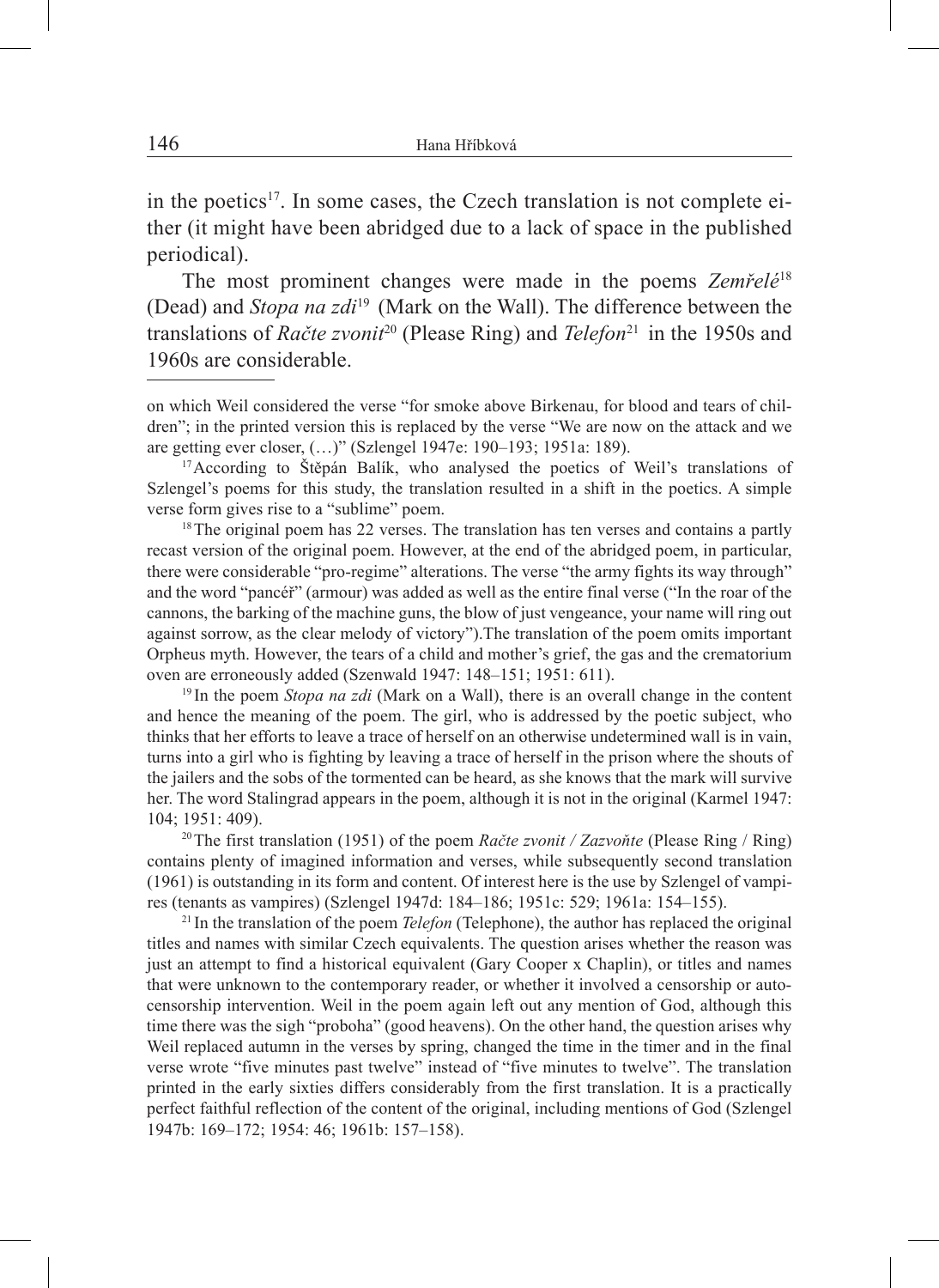in the poetics[17]. In some cases, the Czech translation is not complete either (it might have been abridged due to a lack of space in the published periodical).

The most prominent changes were made in the poems *Zemřelé*[18] (Dead) and *Stopa na zdi*[19] (Mark on the Wall). The difference between the translations of *Račte zvonit*[20] (Please Ring) and *Telefon*[21] in the 1950s and 1960s are considerable.

---

on which Weil considered the verse "for smoke above Birkenau, for blood and tears of children"; in the printed version this is replaced by the verse "We are now on the attack and we are getting ever closer, (…)" (Szlengel 1947e: 190–193; 1951a: 189).

[17] According to Štěpán Balík, who analysed the poetics of Weil's translations of Szlengel's poems for this study, the translation resulted in a shift in the poetics. A simple verse form gives rise to a "sublime" poem.

[18] The original poem has 22 verses. The translation has ten verses and contains a partly recast version of the original poem. However, at the end of the abridged poem, in particular, there were considerable "pro-regime" alterations. The verse "the army fights its way through" and the word "pancéř" (armour) was added as well as the entire final verse ("In the roar of the cannons, the barking of the machine guns, the blow of just vengeance, your name will ring out against sorrow, as the clear melody of victory").The translation of the poem omits important Orpheus myth. However, the tears of a child and mother's grief, the gas and the crematorium oven are erroneously added (Szenwald 1947: 148–151; 1951: 611).

[19] In the poem *Stopa na zdi* (Mark on a Wall), there is an overall change in the content and hence the meaning of the poem. The girl, who is addressed by the poetic subject, who thinks that her efforts to leave a trace of herself on an otherwise undetermined wall is in vain, turns into a girl who is fighting by leaving a trace of herself in the prison where the shouts of the jailers and the sobs of the tormented can be heard, as she knows that the mark will survive her. The word Stalingrad appears in the poem, although it is not in the original (Karmel 1947: 104; 1951: 409).

[20] The first translation (1951) of the poem *Račte zvonit / Zazvoňte* (Please Ring / Ring) contains plenty of imagined information and verses, while subsequently second translation (1961) is outstanding in its form and content. Of interest here is the use by Szlengel of vampires (tenants as vampires) (Szlengel 1947d: 184–186; 1951c: 529; 1961a: 154–155).

[21] In the translation of the poem *Telefon* (Telephone), the author has replaced the original titles and names with similar Czech equivalents. The question arises whether the reason was just an attempt to find a historical equivalent (Gary Cooper x Chaplin), or titles and names that were unknown to the contemporary reader, or whether it involved a censorship or autocensorship intervention. Weil in the poem again left out any mention of God, although this time there was the sigh "proboha" (good heavens). On the other hand, the question arises why Weil replaced autumn in the verses by spring, changed the time in the timer and in the final verse wrote "five minutes past twelve" instead of "five minutes to twelve". The translation printed in the early sixties differs considerably from the first translation. It is a practically perfect faithful reflection of the content of the original, including mentions of God (Szlengel 1947b: 169–172; 1954: 46; 1961b: 157–158).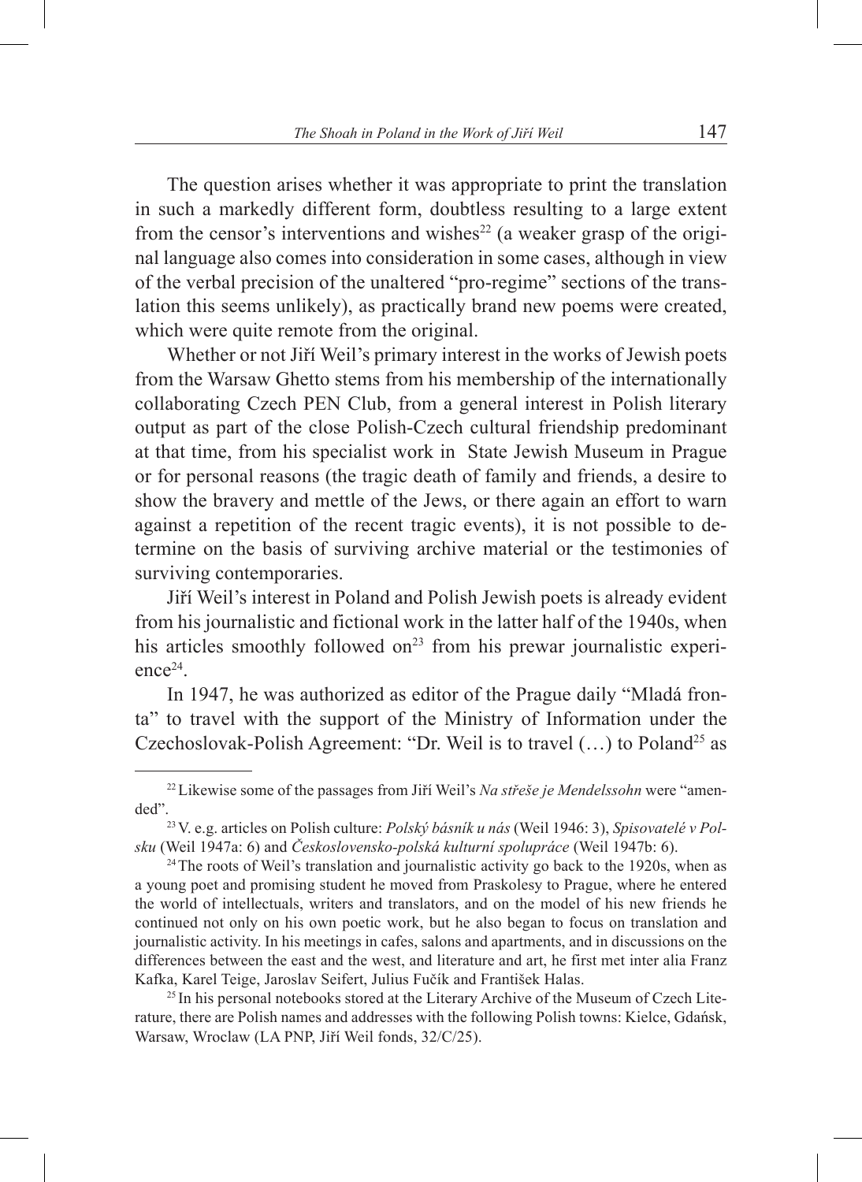The question arises whether it was appropriate to print the translation in such a markedly different form, doubtless resulting to a large extent from the censor's interventions and wishes[22] (a weaker grasp of the original language also comes into consideration in some cases, although in view of the verbal precision of the unaltered "pro-regime" sections of the translation this seems unlikely), as practically brand new poems were created, which were quite remote from the original.

Whether or not Jiří Weil's primary interest in the works of Jewish poets from the Warsaw Ghetto stems from his membership of the internationally collaborating Czech PEN Club, from a general interest in Polish literary output as part of the close Polish-Czech cultural friendship predominant at that time, from his specialist work in State Jewish Museum in Prague or for personal reasons (the tragic death of family and friends, a desire to show the bravery and mettle of the Jews, or there again an effort to warn against a repetition of the recent tragic events), it is not possible to determine on the basis of surviving archive material or the testimonies of surviving contemporaries.

Jiří Weil's interest in Poland and Polish Jewish poets is already evident from his journalistic and fictional work in the latter half of the 1940s, when his articles smoothly followed on[23] from his prewar journalistic experience[24].

In 1947, he was authorized as editor of the Prague daily "Mladá fronta" to travel with the support of the Ministry of Information under the Czechoslovak-Polish Agreement: "Dr. Weil is to travel (…) to Poland[25] as

---

[22] Likewise some of the passages from Jiří Weil's *Na střeše je Mendelssohn* were "amended".

[23] V. e.g. articles on Polish culture: *Polský básník u nás* (Weil 1946: 3), *Spisovatelé v Polsku* (Weil 1947a: 6) and *Československo-polská kulturní spolupráce* (Weil 1947b: 6).

[24] The roots of Weil's translation and journalistic activity go back to the 1920s, when as a young poet and promising student he moved from Praskolesy to Prague, where he entered the world of intellectuals, writers and translators, and on the model of his new friends he continued not only on his own poetic work, but he also began to focus on translation and journalistic activity. In his meetings in cafes, salons and apartments, and in discussions on the differences between the east and the west, and literature and art, he first met inter alia Franz Kafka, Karel Teige, Jaroslav Seifert, Julius Fučík and František Halas.

[25] In his personal notebooks stored at the Literary Archive of the Museum of Czech Literature, there are Polish names and addresses with the following Polish towns: Kielce, Gdańsk, Warsaw, Wroclaw (LA PNP, Jiří Weil fonds, 32/C/25).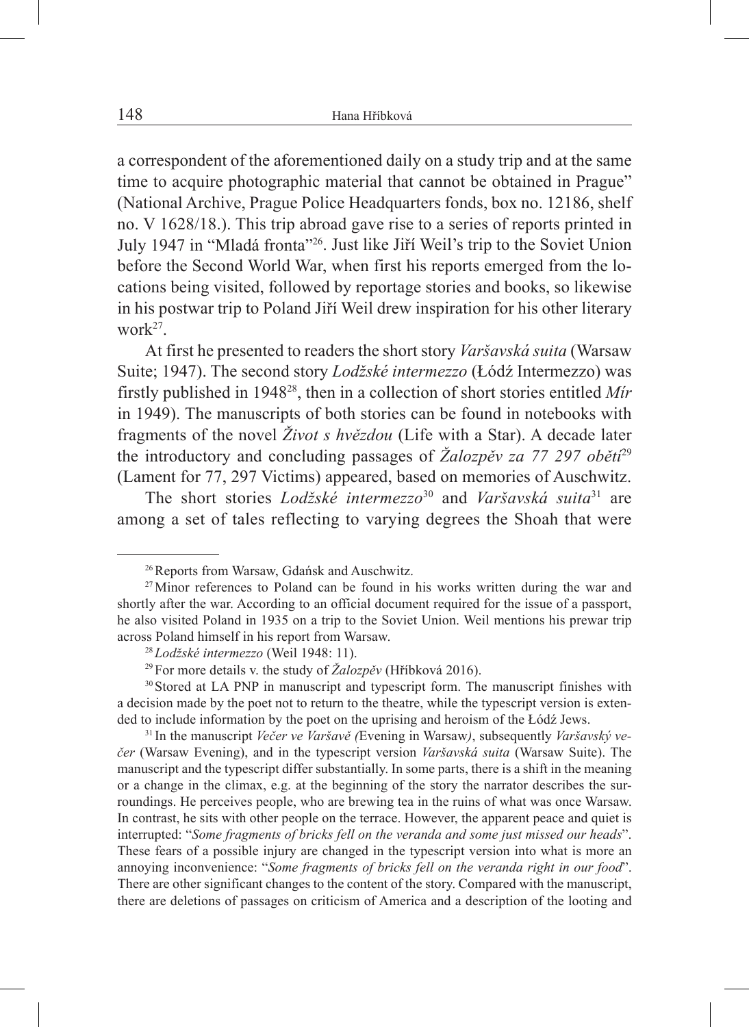a correspondent of the aforementioned daily on a study trip and at the same time to acquire photographic material that cannot be obtained in Prague" (National Archive, Prague Police Headquarters fonds, box no. 12186, shelf no. V 1628/18.). This trip abroad gave rise to a series of reports printed in July 1947 in "Mladá fronta"[26]. Just like Jiří Weil's trip to the Soviet Union before the Second World War, when first his reports emerged from the locations being visited, followed by reportage stories and books, so likewise in his postwar trip to Poland Jiří Weil drew inspiration for his other literary work[27].

At first he presented to readers the short story *Varšavská suita* (Warsaw Suite; 1947). The second story *Lodžské intermezzo* (Łódź Intermezzo) was firstly published in 1948[28], then in a collection of short stories entitled *Mír* in 1949). The manuscripts of both stories can be found in notebooks with fragments of the novel *Život s hvězdou* (Life with a Star). A decade later the introductory and concluding passages of *Žalozpěv za 77 297 obětí*[29] (Lament for 77, 297 Victims) appeared, based on memories of Auschwitz.

The short stories *Lodžské intermezzo*[30] and *Varšavská suita*[31] are among a set of tales reflecting to varying degrees the Shoah that were

---

[26] Reports from Warsaw, Gdańsk and Auschwitz.

[27] Minor references to Poland can be found in his works written during the war and shortly after the war. According to an official document required for the issue of a passport, he also visited Poland in 1935 on a trip to the Soviet Union. Weil mentions his prewar trip across Poland himself in his report from Warsaw.

[28] *Lodžské intermezzo* (Weil 1948: 11).

[29] For more details v. the study of *Žalozpěv* (Hříbková 2016).

[30] Stored at LA PNP in manuscript and typescript form. The manuscript finishes with a decision made by the poet not to return to the theatre, while the typescript version is extended to include information by the poet on the uprising and heroism of the Łódź Jews.

[31] In the manuscript *Večer ve Varšavě (*Evening in Warsaw*)*, subsequently *Varšavský večer* (Warsaw Evening), and in the typescript version *Varšavská suita* (Warsaw Suite). The manuscript and the typescript differ substantially. In some parts, there is a shift in the meaning or a change in the climax, e.g. at the beginning of the story the narrator describes the surroundings. He perceives people, who are brewing tea in the ruins of what was once Warsaw. In contrast, he sits with other people on the terrace. However, the apparent peace and quiet is interrupted: "*Some fragments of bricks fell on the veranda and some just missed our heads*". These fears of a possible injury are changed in the typescript version into what is more an annoying inconvenience: "*Some fragments of bricks fell on the veranda right in our food*". There are other significant changes to the content of the story. Compared with the manuscript, there are deletions of passages on criticism of America and a description of the looting and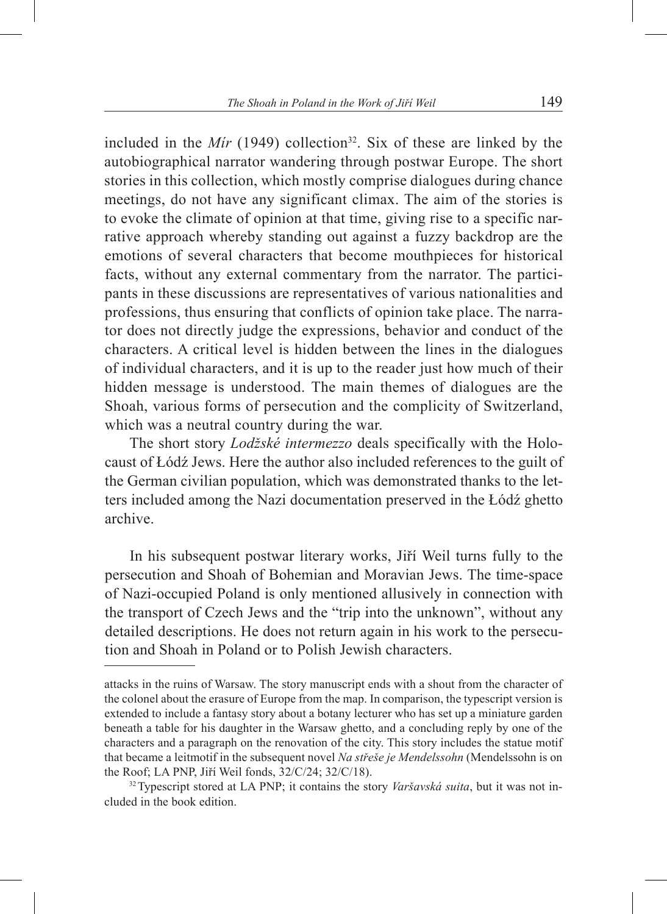included in the *Mír* (1949) collection[32]. Six of these are linked by the autobiographical narrator wandering through postwar Europe. The short stories in this collection, which mostly comprise dialogues during chance meetings, do not have any significant climax. The aim of the stories is to evoke the climate of opinion at that time, giving rise to a specific narrative approach whereby standing out against a fuzzy backdrop are the emotions of several characters that become mouthpieces for historical facts, without any external commentary from the narrator. The participants in these discussions are representatives of various nationalities and professions, thus ensuring that conflicts of opinion take place. The narrator does not directly judge the expressions, behavior and conduct of the characters. A critical level is hidden between the lines in the dialogues of individual characters, and it is up to the reader just how much of their hidden message is understood. The main themes of dialogues are the Shoah, various forms of persecution and the complicity of Switzerland, which was a neutral country during the war.

The short story *Lodžské intermezzo* deals specifically with the Holocaust of Łódź Jews. Here the author also included references to the guilt of the German civilian population, which was demonstrated thanks to the letters included among the Nazi documentation preserved in the Łódź ghetto archive.

In his subsequent postwar literary works, Jiří Weil turns fully to the persecution and Shoah of Bohemian and Moravian Jews. The time-space of Nazi-occupied Poland is only mentioned allusively in connection with the transport of Czech Jews and the "trip into the unknown", without any detailed descriptions. He does not return again in his work to the persecution and Shoah in Poland or to Polish Jewish characters.

---

attacks in the ruins of Warsaw. The story manuscript ends with a shout from the character of the colonel about the erasure of Europe from the map. In comparison, the typescript version is extended to include a fantasy story about a botany lecturer who has set up a miniature garden beneath a table for his daughter in the Warsaw ghetto, and a concluding reply by one of the characters and a paragraph on the renovation of the city. This story includes the statue motif that became a leitmotif in the subsequent novel *Na střeše je Mendelssohn* (Mendelssohn is on the Roof; LA PNP, Jiří Weil fonds, 32/C/24; 32/C/18).

[32] Typescript stored at LA PNP; it contains the story *Varšavská suita*, but it was not included in the book edition.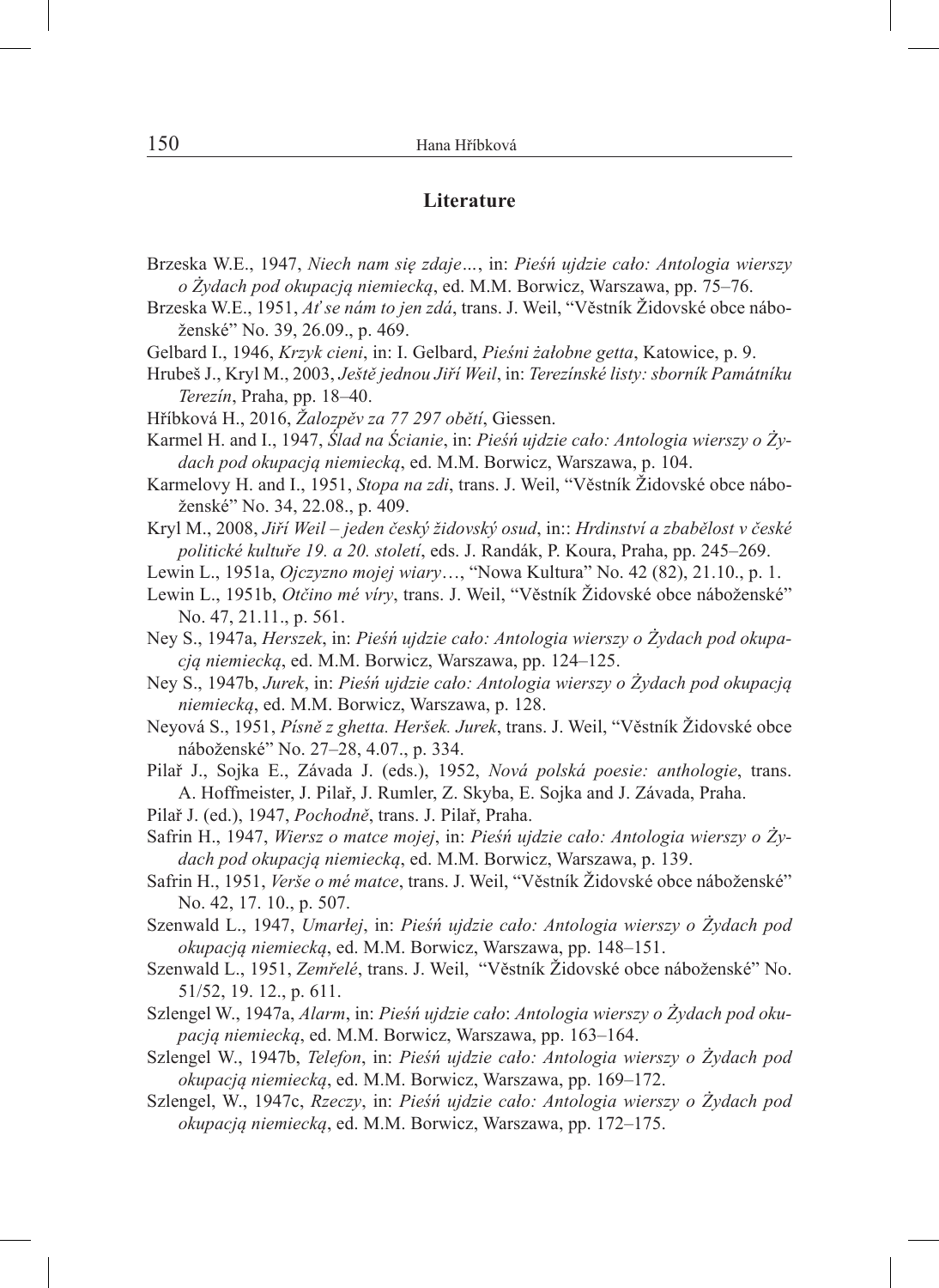## Literature

Brzeska W.E., 1947, *Niech nam się zdaje…*, in: *Pieśń ujdzie cało: Antologia wierszy o Żydach pod okupacją niemiecką*, ed. M.M. Borwicz, Warszawa, pp. 75–76.

Brzeska W.E., 1951, *Ať se nám to jen zdá*, trans. J. Weil, "Věstník Židovské obce náboženské" No. 39, 26.09., p. 469.

Gelbard I., 1946, *Krzyk cieni*, in: I. Gelbard, *Pieśni żałobne getta*, Katowice, p. 9.

Hrubeš J., Kryl M., 2003, *Ještě jednou Jiří Weil*, in: *Terezínské listy: sborník Památníku Terezín*, Praha, pp. 18–40.

Hříbková H., 2016, *Žalozpěv za 77 297 obětí*, Giessen.

Karmel H. and I., 1947, *Ślad na Ścianie*, in: *Pieśń ujdzie cało: Antologia wierszy o Żydach pod okupacją niemiecką*, ed. M.M. Borwicz, Warszawa, p. 104.

Karmelovy H. and I., 1951, *Stopa na zdi*, trans. J. Weil, "Věstník Židovské obce náboženské" No. 34, 22.08., p. 409.

Kryl M., 2008, *Jiří Weil – jeden český židovský osud*, in:: *Hrdinství a zbabělost v české politické kultuře 19. a 20. století*, eds. J. Randák, P. Koura, Praha, pp. 245–269.

Lewin L., 1951a, *Ojczyzno mojej wiary*…, "Nowa Kultura" No. 42 (82), 21.10., p. 1.

Lewin L., 1951b, *Otčino mé víry*, trans. J. Weil, "Věstník Židovské obce náboženské" No. 47, 21.11., p. 561.

Ney S., 1947a, *Herszek*, in: *Pieśń ujdzie cało: Antologia wierszy o Żydach pod okupacją niemiecką*, ed. M.M. Borwicz, Warszawa, pp. 124–125.

Ney S., 1947b, *Jurek*, in: *Pieśń ujdzie cało: Antologia wierszy o Żydach pod okupacją niemiecką*, ed. M.M. Borwicz, Warszawa, p. 128.

Neyová S., 1951, *Písně z ghetta. Heršek. Jurek*, trans. J. Weil, "Věstník Židovské obce náboženské" No. 27–28, 4.07., p. 334.

Pilař J., Sojka E., Závada J. (eds.), 1952, *Nová polská poesie: anthologie*, trans. A. Hoffmeister, J. Pilař, J. Rumler, Z. Skyba, E. Sojka and J. Závada, Praha.

Pilař J. (ed.), 1947, *Pochodně*, trans. J. Pilař, Praha.

Safrin H., 1947, *Wiersz o matce mojej*, in: *Pieśń ujdzie cało: Antologia wierszy o Żydach pod okupacją niemiecką*, ed. M.M. Borwicz, Warszawa, p. 139.

Safrin H., 1951, *Verše o mé matce*, trans. J. Weil, "Věstník Židovské obce náboženské" No. 42, 17. 10., p. 507.

Szenwald L., 1947, *Umarłej*, in: *Pieśń ujdzie cało: Antologia wierszy o Żydach pod okupacją niemiecką*, ed. M.M. Borwicz, Warszawa, pp. 148–151.

Szenwald L., 1951, *Zemřelé*, trans. J. Weil, "Věstník Židovské obce náboženské" No. 51/52, 19. 12., p. 611.

Szlengel W., 1947a, *Alarm*, in: *Pieśń ujdzie cało*: *Antologia wierszy o Żydach pod okupacją niemiecką*, ed. M.M. Borwicz, Warszawa, pp. 163–164.

Szlengel W., 1947b, *Telefon*, in: *Pieśń ujdzie cało: Antologia wierszy o Żydach pod okupacją niemiecką*, ed. M.M. Borwicz, Warszawa, pp. 169–172.

Szlengel, W., 1947c, *Rzeczy*, in: *Pieśń ujdzie cało: Antologia wierszy o Żydach pod okupacją niemiecką*, ed. M.M. Borwicz, Warszawa, pp. 172–175.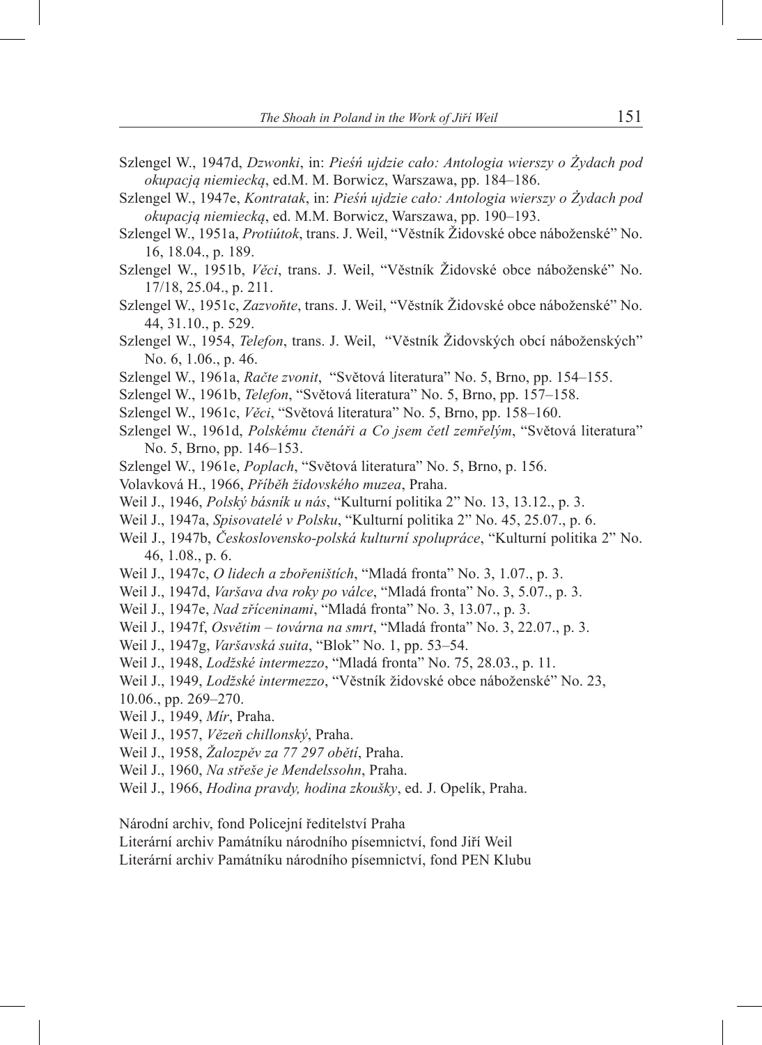Szlengel W., 1947d, *Dzwonki*, in: *Pieśń ujdzie cało: Antologia wierszy o Żydach pod okupacją niemiecką*, ed.M. M. Borwicz, Warszawa, pp. 184–186.

Szlengel W., 1947e, *Kontratak*, in: *Pieśń ujdzie cało: Antologia wierszy o Żydach pod okupacją niemiecką*, ed. M.M. Borwicz, Warszawa, pp. 190–193.

Szlengel W., 1951a, *Protiútok*, trans. J. Weil, "Věstník Židovské obce náboženské" No. 16, 18.04., p. 189.

Szlengel W., 1951b, *Věci*, trans. J. Weil, "Věstník Židovské obce náboženské" No. 17/18, 25.04., p. 211.

Szlengel W., 1951c, *Zazvoňte*, trans. J. Weil, "Věstník Židovské obce náboženské" No. 44, 31.10., p. 529.

Szlengel W., 1954, *Telefon*, trans. J. Weil, "Věstník Židovských obcí náboženských" No. 6, 1.06., p. 46.

Szlengel W., 1961a, *Račte zvonit*, "Světová literatura" No. 5, Brno, pp. 154–155.

Szlengel W., 1961b, *Telefon*, "Světová literatura" No. 5, Brno, pp. 157–158.

Szlengel W., 1961c, *Věci*, "Světová literatura" No. 5, Brno, pp. 158–160.

Szlengel W., 1961d, *Polskému čtenáři a Co jsem četl zemřelým*, "Světová literatura" No. 5, Brno, pp. 146–153.

Szlengel W., 1961e, *Poplach*, "Světová literatura" No. 5, Brno, p. 156.

Volavková H., 1966, *Příběh židovského muzea*, Praha.

Weil J., 1946, *Polský básník u nás*, "Kulturní politika 2" No. 13, 13.12., p. 3.

Weil J., 1947a, *Spisovatelé v Polsku*, "Kulturní politika 2" No. 45, 25.07., p. 6.

Weil J., 1947b, *Československo-polská kulturní spolupráce*, "Kulturní politika 2" No. 46, 1.08., p. 6.

Weil J., 1947c, *O lidech a zbořeništích*, "Mladá fronta" No. 3, 1.07., p. 3.

Weil J., 1947d, *Varšava dva roky po válce*, "Mladá fronta" No. 3, 5.07., p. 3.

Weil J., 1947e, *Nad zříceninami*, "Mladá fronta" No. 3, 13.07., p. 3.

Weil J., 1947f, *Osvětim – továrna na smrt*, "Mladá fronta" No. 3, 22.07., p. 3.

Weil J., 1947g, *Varšavská suita*, "Blok" No. 1, pp. 53–54.

Weil J., 1948, *Lodžské intermezzo*, "Mladá fronta" No. 75, 28.03., p. 11.

Weil J., 1949, *Lodžské intermezzo*, "Věstník židovské obce náboženské" No. 23, 10.06., pp. 269–270.

Weil J., 1949, *Mír*, Praha.

Weil J., 1957, *Vězeň chillonský*, Praha.

Weil J., 1958, *Žalozpěv za 77 297 obětí*, Praha.

Weil J., 1960, *Na střeše je Mendelssohn*, Praha.

Weil J., 1966, *Hodina pravdy, hodina zkoušky*, ed. J. Opelík, Praha.

Národní archiv, fond Policejní ředitelství Praha

Literární archiv Památníku národního písemnictví, fond Jiří Weil

Literární archiv Památníku národního písemnictví, fond PEN Klubu